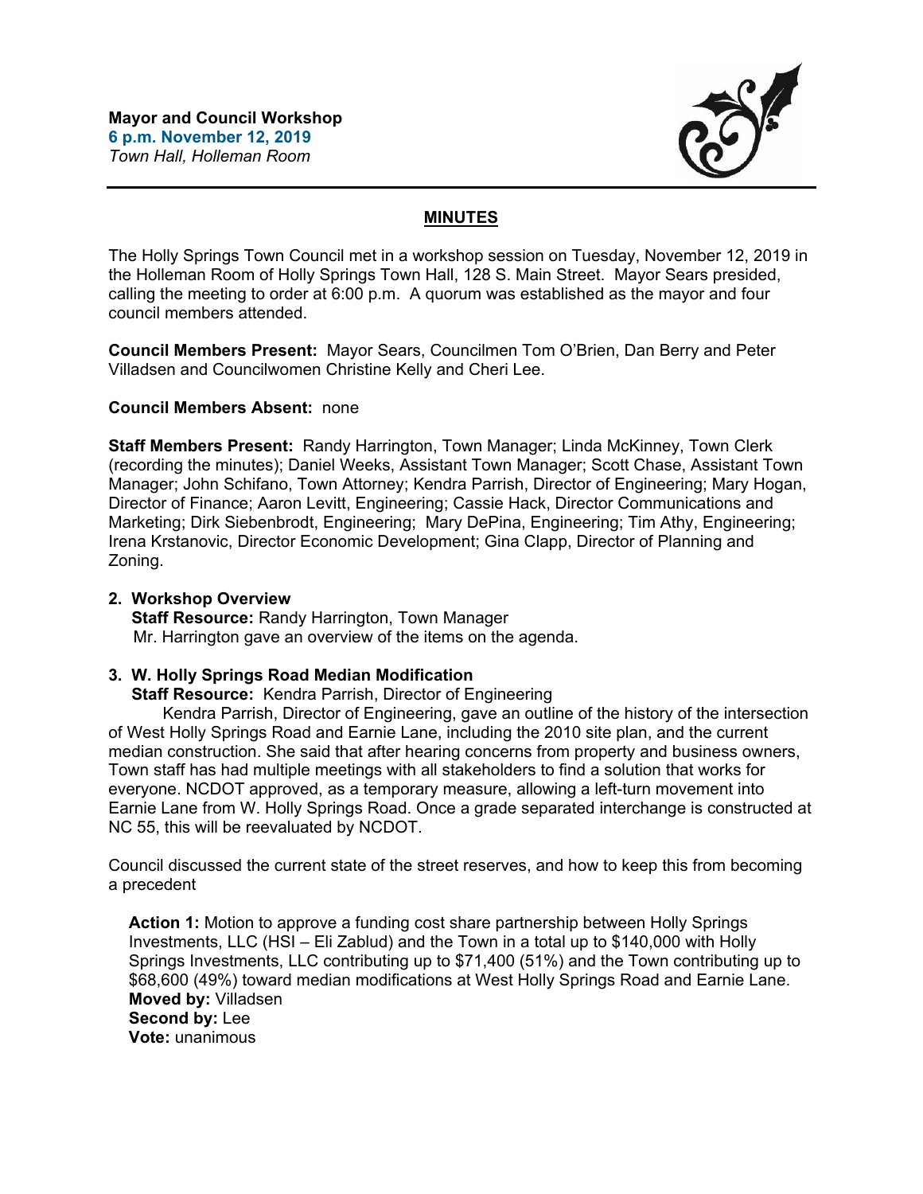**Mayor and Council Workshop**
**6 p.m. November 12, 2019**
*Town Hall, Holleman Room*

## MINUTES

The Holly Springs Town Council met in a workshop session on Tuesday, November 12, 2019 in the Holleman Room of Holly Springs Town Hall, 128 S. Main Street. Mayor Sears presided, calling the meeting to order at 6:00 p.m. A quorum was established as the mayor and four council members attended.

**Council Members Present:** Mayor Sears, Councilmen Tom O'Brien, Dan Berry and Peter Villadsen and Councilwomen Christine Kelly and Cheri Lee.

**Council Members Absent:** none

**Staff Members Present:** Randy Harrington, Town Manager; Linda McKinney, Town Clerk (recording the minutes); Daniel Weeks, Assistant Town Manager; Scott Chase, Assistant Town Manager; John Schifano, Town Attorney; Kendra Parrish, Director of Engineering; Mary Hogan, Director of Finance; Aaron Levitt, Engineering; Cassie Hack, Director Communications and Marketing; Dirk Siebenbrodt, Engineering; Mary DePina, Engineering; Tim Athy, Engineering; Irena Krstanovic, Director Economic Development; Gina Clapp, Director of Planning and Zoning.

**2. Workshop Overview**
**Staff Resource:** Randy Harrington, Town Manager
Mr. Harrington gave an overview of the items on the agenda.

**3. W. Holly Springs Road Median Modification**
**Staff Resource:** Kendra Parrish, Director of Engineering

Kendra Parrish, Director of Engineering, gave an outline of the history of the intersection of West Holly Springs Road and Earnie Lane, including the 2010 site plan, and the current median construction. She said that after hearing concerns from property and business owners, Town staff has had multiple meetings with all stakeholders to find a solution that works for everyone. NCDOT approved, as a temporary measure, allowing a left-turn movement into Earnie Lane from W. Holly Springs Road. Once a grade separated interchange is constructed at NC 55, this will be reevaluated by NCDOT.

Council discussed the current state of the street reserves, and how to keep this from becoming a precedent

**Action 1:** Motion to approve a funding cost share partnership between Holly Springs Investments, LLC (HSI – Eli Zablud) and the Town in a total up to $140,000 with Holly Springs Investments, LLC contributing up to $71,400 (51%) and the Town contributing up to $68,600 (49%) toward median modifications at West Holly Springs Road and Earnie Lane.
**Moved by:** Villadsen
**Second by:** Lee
**Vote:** unanimous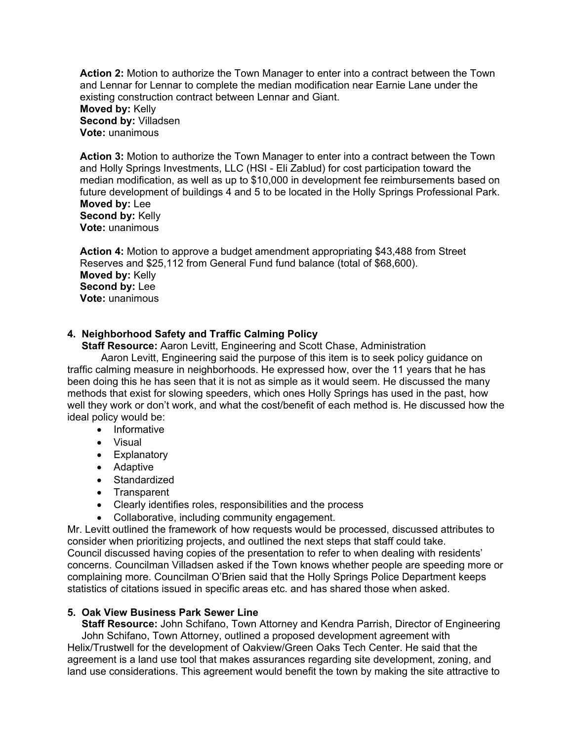**Action 2:** Motion to authorize the Town Manager to enter into a contract between the Town and Lennar for Lennar to complete the median modification near Earnie Lane under the existing construction contract between Lennar and Giant.
**Moved by:** Kelly
**Second by:** Villadsen
**Vote:** unanimous

**Action 3:** Motion to authorize the Town Manager to enter into a contract between the Town and Holly Springs Investments, LLC (HSI - Eli Zablud) for cost participation toward the median modification, as well as up to $10,000 in development fee reimbursements based on future development of buildings 4 and 5 to be located in the Holly Springs Professional Park.
**Moved by:** Lee
**Second by:** Kelly
**Vote:** unanimous

**Action 4:** Motion to approve a budget amendment appropriating $43,488 from Street Reserves and $25,112 from General Fund fund balance (total of $68,600).
**Moved by:** Kelly
**Second by:** Lee
**Vote:** unanimous

**4. Neighborhood Safety and Traffic Calming Policy**

**Staff Resource:** Aaron Levitt, Engineering and Scott Chase, Administration

Aaron Levitt, Engineering said the purpose of this item is to seek policy guidance on traffic calming measure in neighborhoods. He expressed how, over the 11 years that he has been doing this he has seen that it is not as simple as it would seem. He discussed the many methods that exist for slowing speeders, which ones Holly Springs has used in the past, how well they work or don't work, and what the cost/benefit of each method is. He discussed how the ideal policy would be:

- Informative
- Visual
- Explanatory
- Adaptive
- Standardized
- Transparent
- Clearly identifies roles, responsibilities and the process
- Collaborative, including community engagement.

Mr. Levitt outlined the framework of how requests would be processed, discussed attributes to consider when prioritizing projects, and outlined the next steps that staff could take. Council discussed having copies of the presentation to refer to when dealing with residents' concerns. Councilman Villadsen asked if the Town knows whether people are speeding more or complaining more. Councilman O'Brien said that the Holly Springs Police Department keeps statistics of citations issued in specific areas etc. and has shared those when asked.

**5. Oak View Business Park Sewer Line**

**Staff Resource:** John Schifano, Town Attorney and Kendra Parrish, Director of Engineering

John Schifano, Town Attorney, outlined a proposed development agreement with Helix/Trustwell for the development of Oakview/Green Oaks Tech Center. He said that the agreement is a land use tool that makes assurances regarding site development, zoning, and land use considerations. This agreement would benefit the town by making the site attractive to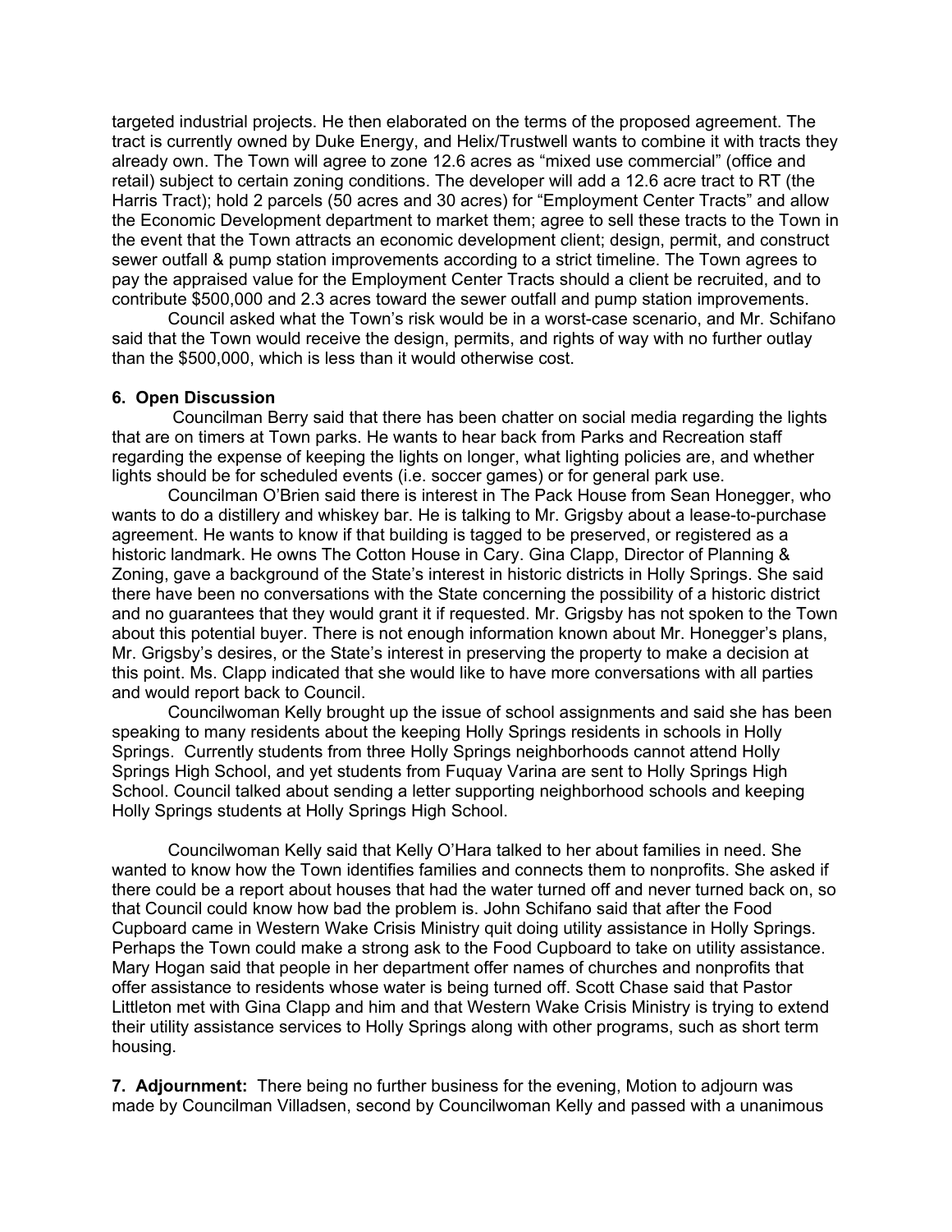targeted industrial projects. He then elaborated on the terms of the proposed agreement. The tract is currently owned by Duke Energy, and Helix/Trustwell wants to combine it with tracts they already own. The Town will agree to zone 12.6 acres as "mixed use commercial" (office and retail) subject to certain zoning conditions. The developer will add a 12.6 acre tract to RT (the Harris Tract); hold 2 parcels (50 acres and 30 acres) for "Employment Center Tracts" and allow the Economic Development department to market them; agree to sell these tracts to the Town in the event that the Town attracts an economic development client; design, permit, and construct sewer outfall & pump station improvements according to a strict timeline. The Town agrees to pay the appraised value for the Employment Center Tracts should a client be recruited, and to contribute $500,000 and 2.3 acres toward the sewer outfall and pump station improvements.

Council asked what the Town's risk would be in a worst-case scenario, and Mr. Schifano said that the Town would receive the design, permits, and rights of way with no further outlay than the $500,000, which is less than it would otherwise cost.

**6. Open Discussion**

Councilman Berry said that there has been chatter on social media regarding the lights that are on timers at Town parks. He wants to hear back from Parks and Recreation staff regarding the expense of keeping the lights on longer, what lighting policies are, and whether lights should be for scheduled events (i.e. soccer games) or for general park use.

Councilman O'Brien said there is interest in The Pack House from Sean Honegger, who wants to do a distillery and whiskey bar. He is talking to Mr. Grigsby about a lease-to-purchase agreement. He wants to know if that building is tagged to be preserved, or registered as a historic landmark. He owns The Cotton House in Cary. Gina Clapp, Director of Planning & Zoning, gave a background of the State's interest in historic districts in Holly Springs. She said there have been no conversations with the State concerning the possibility of a historic district and no guarantees that they would grant it if requested. Mr. Grigsby has not spoken to the Town about this potential buyer. There is not enough information known about Mr. Honegger's plans, Mr. Grigsby's desires, or the State's interest in preserving the property to make a decision at this point. Ms. Clapp indicated that she would like to have more conversations with all parties and would report back to Council.

Councilwoman Kelly brought up the issue of school assignments and said she has been speaking to many residents about the keeping Holly Springs residents in schools in Holly Springs. Currently students from three Holly Springs neighborhoods cannot attend Holly Springs High School, and yet students from Fuquay Varina are sent to Holly Springs High School. Council talked about sending a letter supporting neighborhood schools and keeping Holly Springs students at Holly Springs High School.

Councilwoman Kelly said that Kelly O'Hara talked to her about families in need. She wanted to know how the Town identifies families and connects them to nonprofits. She asked if there could be a report about houses that had the water turned off and never turned back on, so that Council could know how bad the problem is. John Schifano said that after the Food Cupboard came in Western Wake Crisis Ministry quit doing utility assistance in Holly Springs. Perhaps the Town could make a strong ask to the Food Cupboard to take on utility assistance. Mary Hogan said that people in her department offer names of churches and nonprofits that offer assistance to residents whose water is being turned off. Scott Chase said that Pastor Littleton met with Gina Clapp and him and that Western Wake Crisis Ministry is trying to extend their utility assistance services to Holly Springs along with other programs, such as short term housing.

**7. Adjournment:** There being no further business for the evening, Motion to adjourn was made by Councilman Villadsen, second by Councilwoman Kelly and passed with a unanimous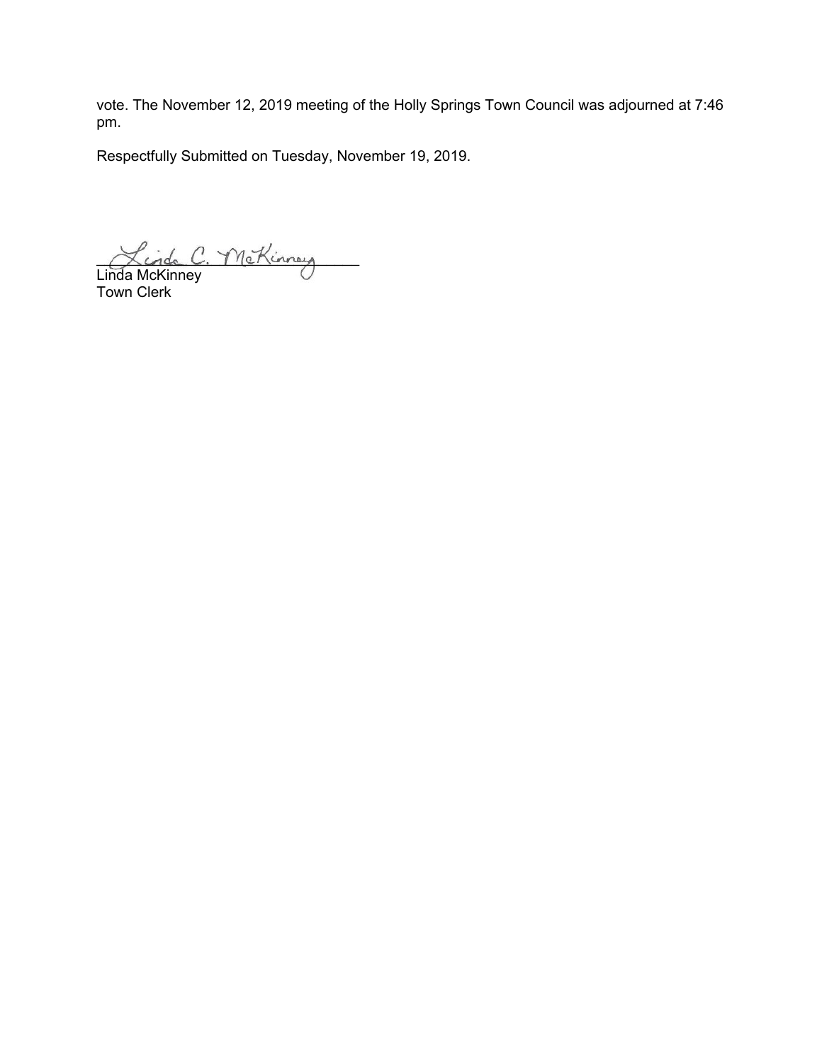vote. The November 12, 2019 meeting of the Holly Springs Town Council was adjourned at 7:46 pm.

Respectfully Submitted on Tuesday, November 19, 2019.

Linda C. McKinney

Linda McKinney
Town Clerk